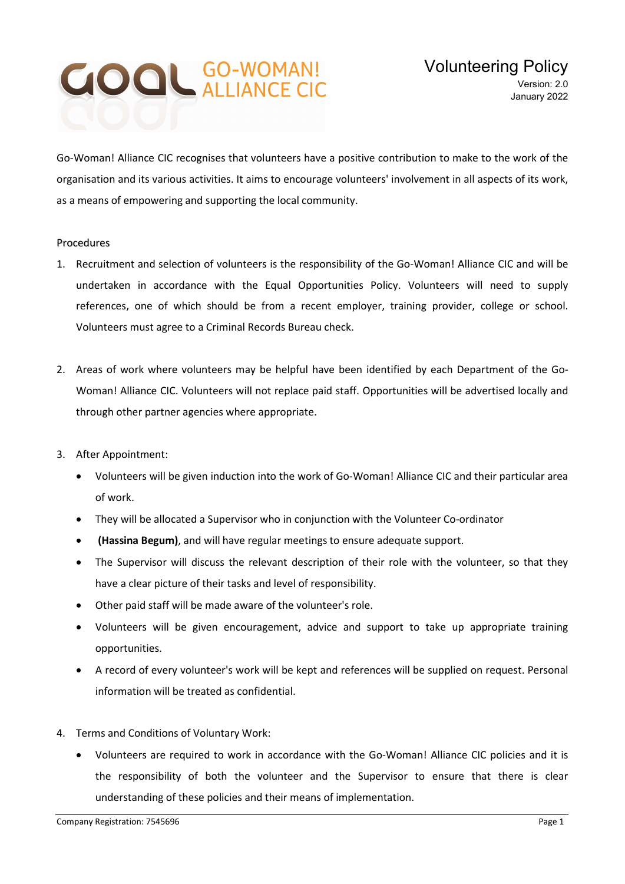GO-WOMAN! ALLIANCE CIC

# Volunteering Policy

Version: 2.0
January 2022

Go-Woman! Alliance CIC recognises that volunteers have a positive contribution to make to the work of the organisation and its various activities. It aims to encourage volunteers' involvement in all aspects of its work, as a means of empowering and supporting the local community.

## Procedures

1. Recruitment and selection of volunteers is the responsibility of the Go-Woman! Alliance CIC and will be undertaken in accordance with the Equal Opportunities Policy. Volunteers will need to supply references, one of which should be from a recent employer, training provider, college or school. Volunteers must agree to a Criminal Records Bureau check.

2. Areas of work where volunteers may be helpful have been identified by each Department of the Go-Woman! Alliance CIC. Volunteers will not replace paid staff. Opportunities will be advertised locally and through other partner agencies where appropriate.

3. After Appointment:
   - Volunteers will be given induction into the work of Go-Woman! Alliance CIC and their particular area of work.
   - They will be allocated a Supervisor who in conjunction with the Volunteer Co-ordinator
   - **(Hassina Begum)**, and will have regular meetings to ensure adequate support.
   - The Supervisor will discuss the relevant description of their role with the volunteer, so that they have a clear picture of their tasks and level of responsibility.
   - Other paid staff will be made aware of the volunteer's role.
   - Volunteers will be given encouragement, advice and support to take up appropriate training opportunities.
   - A record of every volunteer's work will be kept and references will be supplied on request. Personal information will be treated as confidential.

4. Terms and Conditions of Voluntary Work:
   - Volunteers are required to work in accordance with the Go-Woman! Alliance CIC policies and it is the responsibility of both the volunteer and the Supervisor to ensure that there is clear understanding of these policies and their means of implementation.

Company Registration: 7545696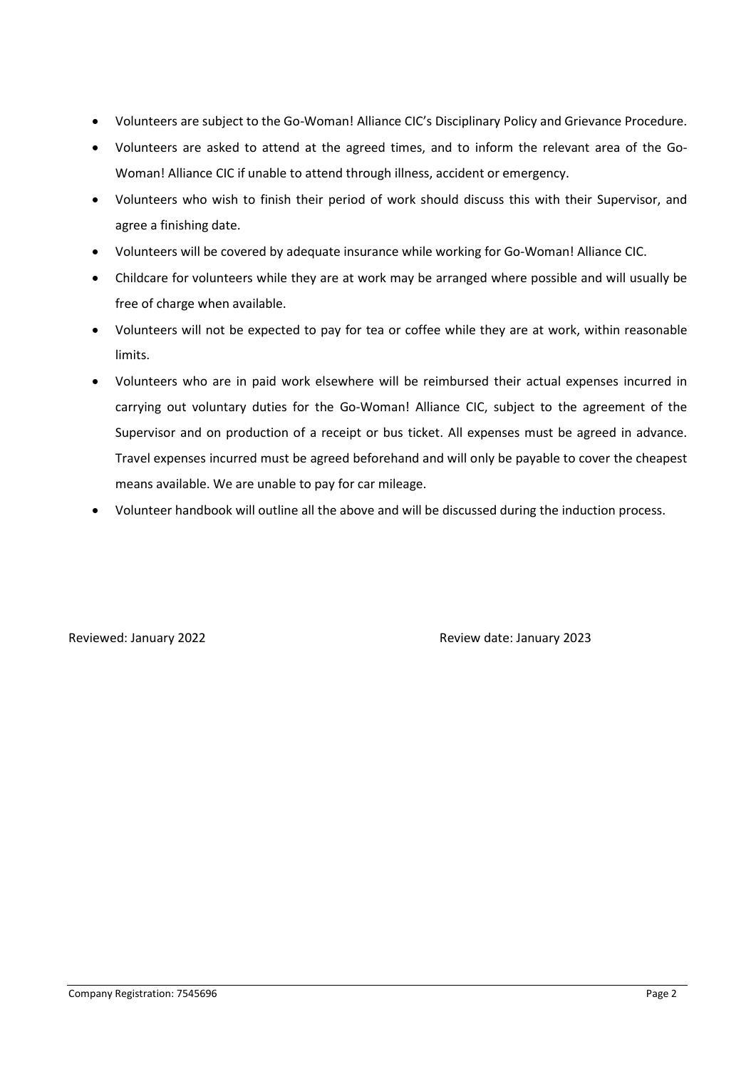- Volunteers are subject to the Go-Woman! Alliance CIC's Disciplinary Policy and Grievance Procedure.
- Volunteers are asked to attend at the agreed times, and to inform the relevant area of the Go-Woman! Alliance CIC if unable to attend through illness, accident or emergency.
- Volunteers who wish to finish their period of work should discuss this with their Supervisor, and agree a finishing date.
- Volunteers will be covered by adequate insurance while working for Go-Woman! Alliance CIC.
- Childcare for volunteers while they are at work may be arranged where possible and will usually be free of charge when available.
- Volunteers will not be expected to pay for tea or coffee while they are at work, within reasonable limits.
- Volunteers who are in paid work elsewhere will be reimbursed their actual expenses incurred in carrying out voluntary duties for the Go-Woman! Alliance CIC, subject to the agreement of the Supervisor and on production of a receipt or bus ticket. All expenses must be agreed in advance. Travel expenses incurred must be agreed beforehand and will only be payable to cover the cheapest means available. We are unable to pay for car mileage.
- Volunteer handbook will outline all the above and will be discussed during the induction process.

Reviewed: January 2022 Review date: January 2023

Company Registration: 7545696